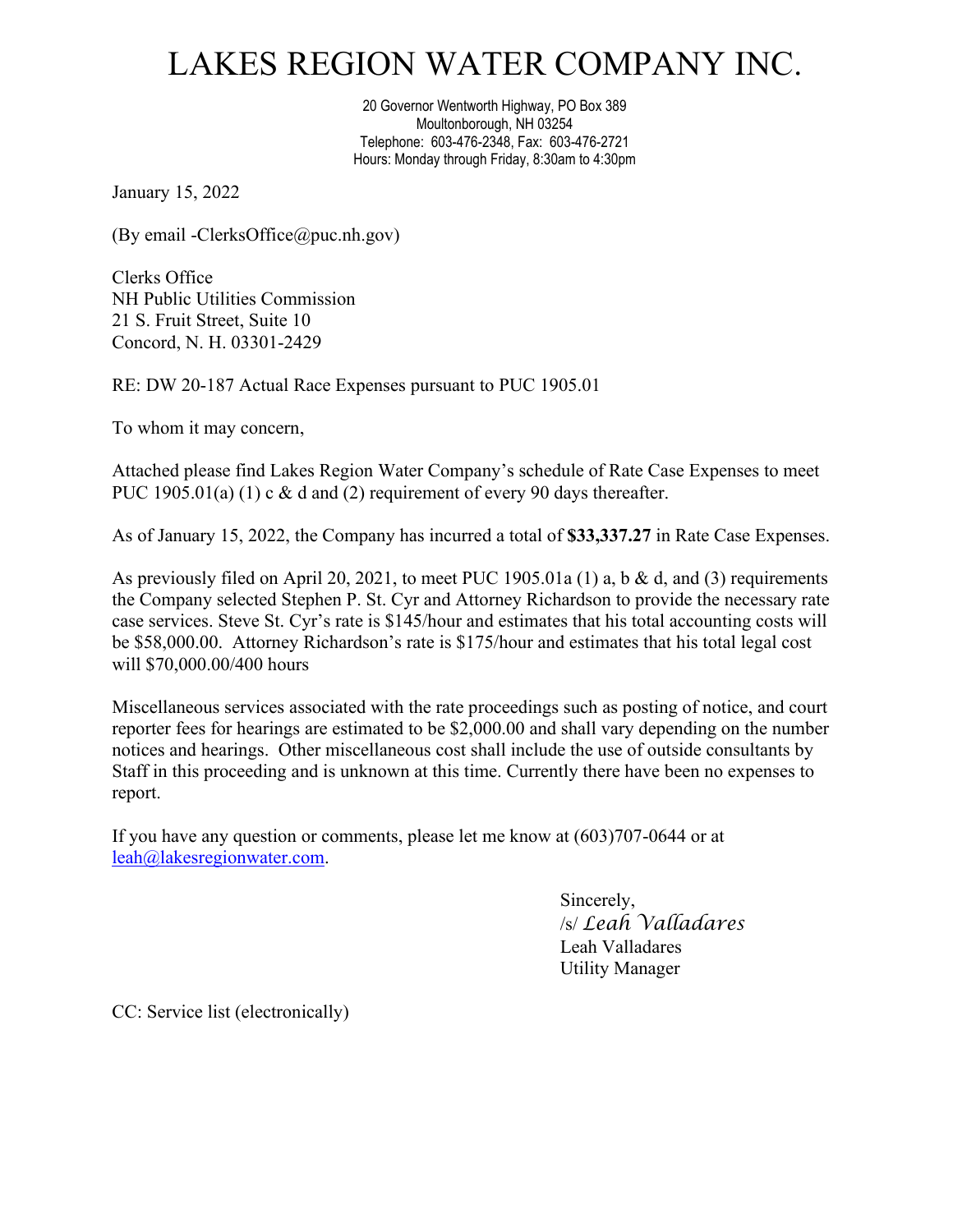# LAKES REGION WATER COMPANY INC.

20 Governor Wentworth Highway, PO Box 389
Moultonborough, NH 03254
Telephone: 603-476-2348, Fax: 603-476-2721
Hours: Monday through Friday, 8:30am to 4:30pm

January 15, 2022

(By email -ClerksOffice@puc.nh.gov)

Clerks Office
NH Public Utilities Commission
21 S. Fruit Street, Suite 10
Concord, N. H. 03301-2429

RE: DW 20-187 Actual Race Expenses pursuant to PUC 1905.01

To whom it may concern,

Attached please find Lakes Region Water Company's schedule of Rate Case Expenses to meet PUC 1905.01(a) (1) c & d and (2) requirement of every 90 days thereafter.

As of January 15, 2022, the Company has incurred a total of **$33,337.27** in Rate Case Expenses.

As previously filed on April 20, 2021, to meet PUC 1905.01a (1) a, b & d, and (3) requirements the Company selected Stephen P. St. Cyr and Attorney Richardson to provide the necessary rate case services. Steve St. Cyr's rate is $145/hour and estimates that his total accounting costs will be $58,000.00. Attorney Richardson's rate is $175/hour and estimates that his total legal cost will $70,000.00/400 hours

Miscellaneous services associated with the rate proceedings such as posting of notice, and court reporter fees for hearings are estimated to be $2,000.00 and shall vary depending on the number notices and hearings. Other miscellaneous cost shall include the use of outside consultants by Staff in this proceeding and is unknown at this time. Currently there have been no expenses to report.

If you have any question or comments, please let me know at (603)707-0644 or at leah@lakesregionwater.com.

Sincerely,
/s/ *Leah Valladares*
Leah Valladares
Utility Manager

CC: Service list (electronically)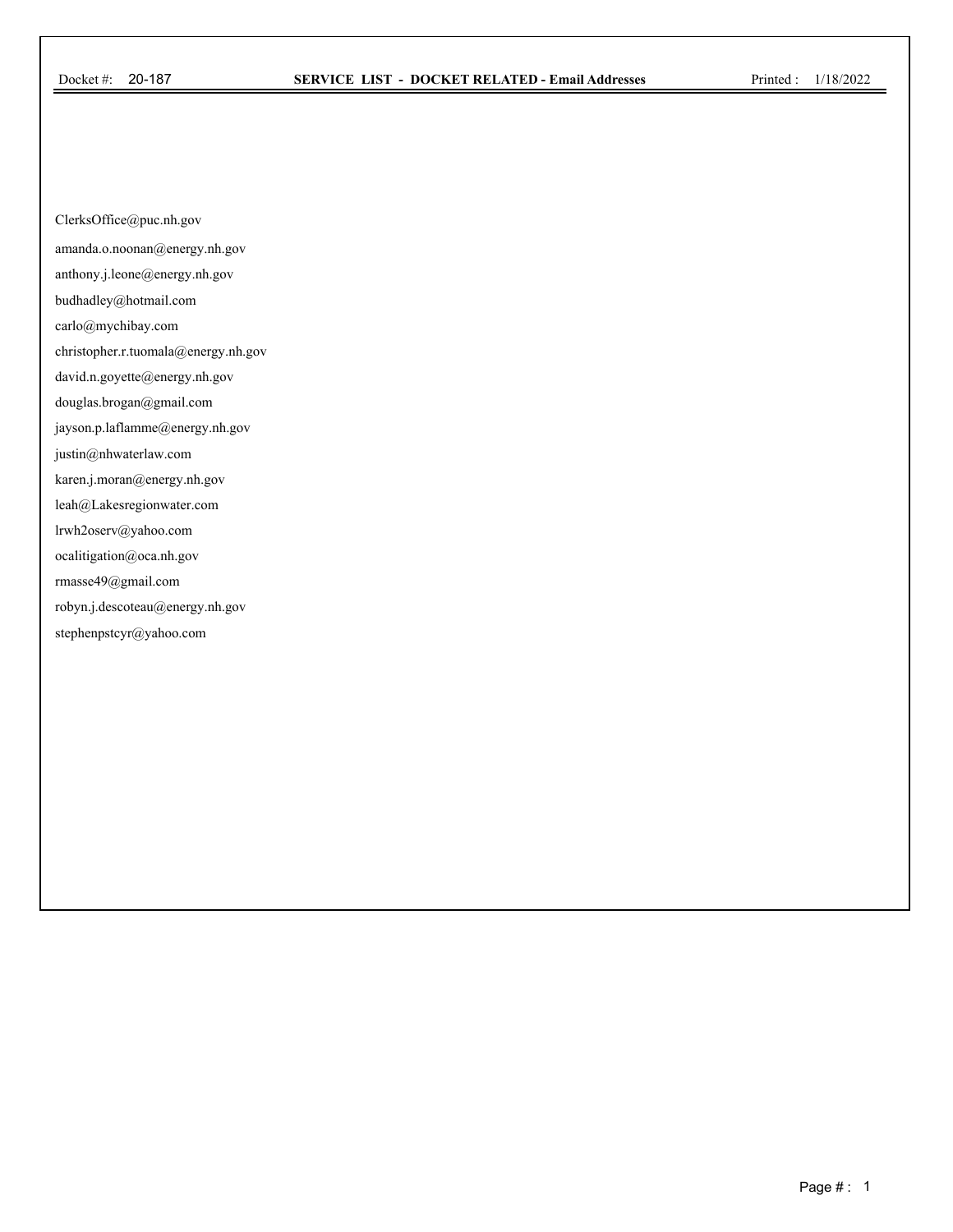Docket #: 20-187 **SERVICE LIST - DOCKET RELATED - Email Addresses** Printed : 1/18/2022

ClerksOffice@puc.nh.gov

amanda.o.noonan@energy.nh.gov

anthony.j.leone@energy.nh.gov

budhadley@hotmail.com

carlo@mychibay.com

christopher.r.tuomala@energy.nh.gov

david.n.goyette@energy.nh.gov

douglas.brogan@gmail.com

jayson.p.laflamme@energy.nh.gov

justin@nhwaterlaw.com

karen.j.moran@energy.nh.gov

leah@Lakesregionwater.com

lrwh2oserv@yahoo.com

ocalitigation@oca.nh.gov

rmasse49@gmail.com

robyn.j.descoteau@energy.nh.gov

stephenpstcyr@yahoo.com